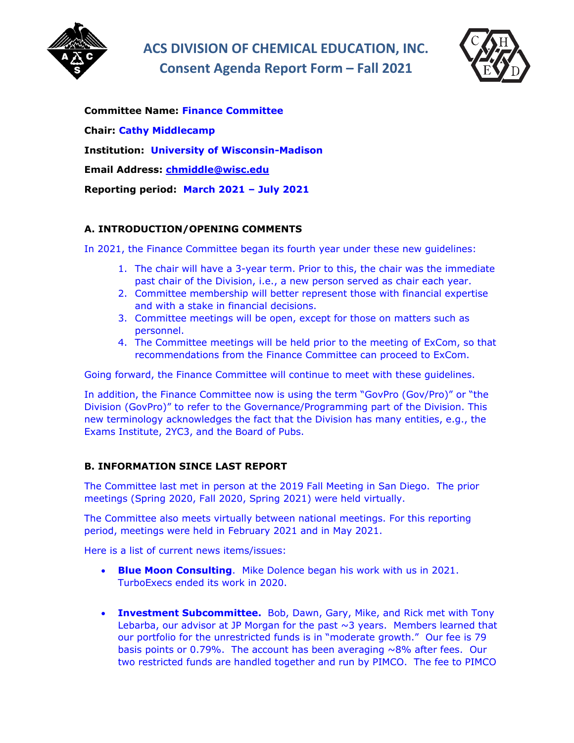# ACS DIVISION OF CHEMICAL EDUCATION, INC.
## Consent Agenda Report Form – Fall 2021

**Committee Name: Finance Committee**

**Chair: Cathy Middlecamp**

**Institution: University of Wisconsin-Madison**

**Email Address: chmiddle@wisc.edu**

**Reporting period: March 2021 – July 2021**

### A. INTRODUCTION/OPENING COMMENTS

In 2021, the Finance Committee began its fourth year under these new guidelines:

1. The chair will have a 3-year term. Prior to this, the chair was the immediate past chair of the Division, i.e., a new person served as chair each year.
2. Committee membership will better represent those with financial expertise and with a stake in financial decisions.
3. Committee meetings will be open, except for those on matters such as personnel.
4. The Committee meetings will be held prior to the meeting of ExCom, so that recommendations from the Finance Committee can proceed to ExCom.

Going forward, the Finance Committee will continue to meet with these guidelines.

In addition, the Finance Committee now is using the term "GovPro (Gov/Pro)" or "the Division (GovPro)" to refer to the Governance/Programming part of the Division. This new terminology acknowledges the fact that the Division has many entities, e.g., the Exams Institute, 2YC3, and the Board of Pubs.

### B. INFORMATION SINCE LAST REPORT

The Committee last met in person at the 2019 Fall Meeting in San Diego. The prior meetings (Spring 2020, Fall 2020, Spring 2021) were held virtually.

The Committee also meets virtually between national meetings. For this reporting period, meetings were held in February 2021 and in May 2021.

Here is a list of current news items/issues:

- **Blue Moon Consulting**. Mike Dolence began his work with us in 2021. TurboExecs ended its work in 2020.

- **Investment Subcommittee.** Bob, Dawn, Gary, Mike, and Rick met with Tony Lebarba, our advisor at JP Morgan for the past ~3 years. Members learned that our portfolio for the unrestricted funds is in "moderate growth." Our fee is 79 basis points or 0.79%. The account has been averaging ~8% after fees. Our two restricted funds are handled together and run by PIMCO. The fee to PIMCO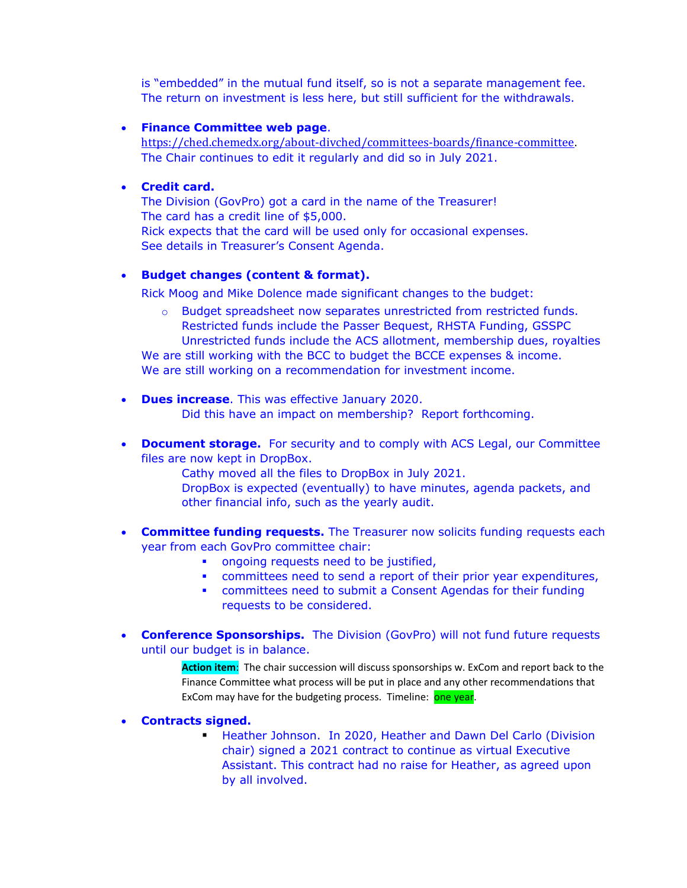is "embedded" in the mutual fund itself, so is not a separate management fee. The return on investment is less here, but still sufficient for the withdrawals.

- **Finance Committee web page**. https://ched.chemedx.org/about-divched/committees-boards/finance-committee. The Chair continues to edit it regularly and did so in July 2021.

- **Credit card.**
  The Division (GovPro) got a card in the name of the Treasurer!
  The card has a credit line of $5,000.
  Rick expects that the card will be used only for occasional expenses.
  See details in Treasurer's Consent Agenda.

- **Budget changes (content & format).**
  Rick Moog and Mike Dolence made significant changes to the budget:
  - Budget spreadsheet now separates unrestricted from restricted funds.
    Restricted funds include the Passer Bequest, RHSTA Funding, GSSPC
    Unrestricted funds include the ACS allotment, membership dues, royalties

  We are still working with the BCC to budget the BCCE expenses & income.
  We are still working on a recommendation for investment income.

- **Dues increase**. This was effective January 2020.
  Did this have an impact on membership? Report forthcoming.

- **Document storage.** For security and to comply with ACS Legal, our Committee files are now kept in DropBox.
  Cathy moved all the files to DropBox in July 2021.
  DropBox is expected (eventually) to have minutes, agenda packets, and other financial info, such as the yearly audit.

- **Committee funding requests.** The Treasurer now solicits funding requests each year from each GovPro committee chair:
  - ongoing requests need to be justified,
  - committees need to send a report of their prior year expenditures,
  - committees need to submit a Consent Agendas for their funding requests to be considered.

- **Conference Sponsorships.** The Division (GovPro) will not fund future requests until our budget is in balance.

  **Action item**: The chair succession will discuss sponsorships w. ExCom and report back to the Finance Committee what process will be put in place and any other recommendations that ExCom may have for the budgeting process. Timeline: one year.

- **Contracts signed.**
  - Heather Johnson. In 2020, Heather and Dawn Del Carlo (Division chair) signed a 2021 contract to continue as virtual Executive Assistant. This contract had no raise for Heather, as agreed upon by all involved.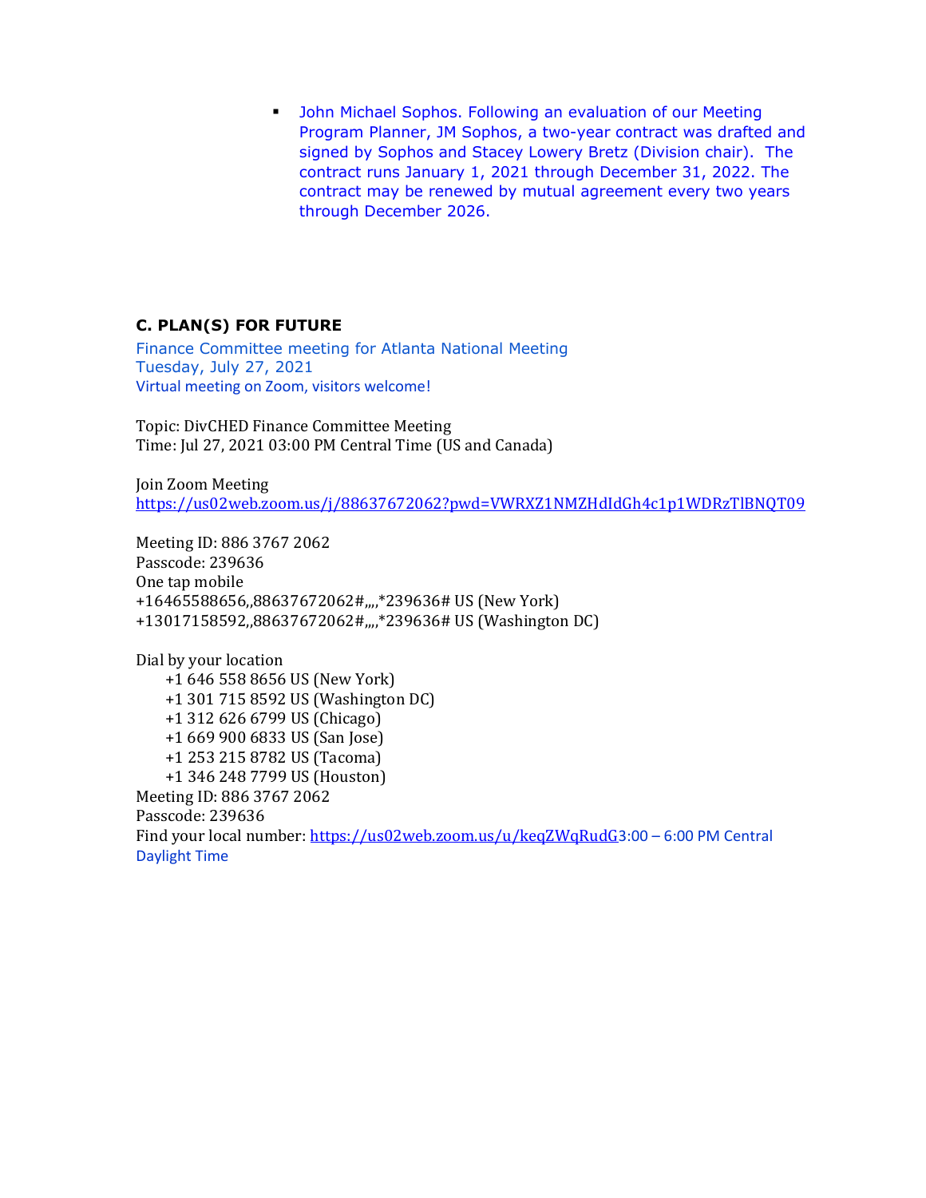- John Michael Sophos. Following an evaluation of our Meeting Program Planner, JM Sophos, a two-year contract was drafted and signed by Sophos and Stacey Lowery Bretz (Division chair). The contract runs January 1, 2021 through December 31, 2022. The contract may be renewed by mutual agreement every two years through December 2026.

### C. PLAN(S) FOR FUTURE

Finance Committee meeting for Atlanta National Meeting
Tuesday, July 27, 2021
Virtual meeting on Zoom, visitors welcome!

Topic: DivCHED Finance Committee Meeting
Time: Jul 27, 2021 03:00 PM Central Time (US and Canada)

Join Zoom Meeting
https://us02web.zoom.us/j/88637672062?pwd=VWRXZ1NMZHdIdGh4c1p1WDRzTlBNQT09

Meeting ID: 886 3767 2062
Passcode: 239636
One tap mobile
+16465588656,,88637672062#,,,,*239636# US (New York)
+13017158592,,88637672062#,,,,*239636# US (Washington DC)

Dial by your location
+1 646 558 8656 US (New York)
+1 301 715 8592 US (Washington DC)
+1 312 626 6799 US (Chicago)
+1 669 900 6833 US (San Jose)
+1 253 215 8782 US (Tacoma)
+1 346 248 7799 US (Houston)
Meeting ID: 886 3767 2062
Passcode: 239636
Find your local number: https://us02web.zoom.us/u/keqZWqRudG3:00 – 6:00 PM Central Daylight Time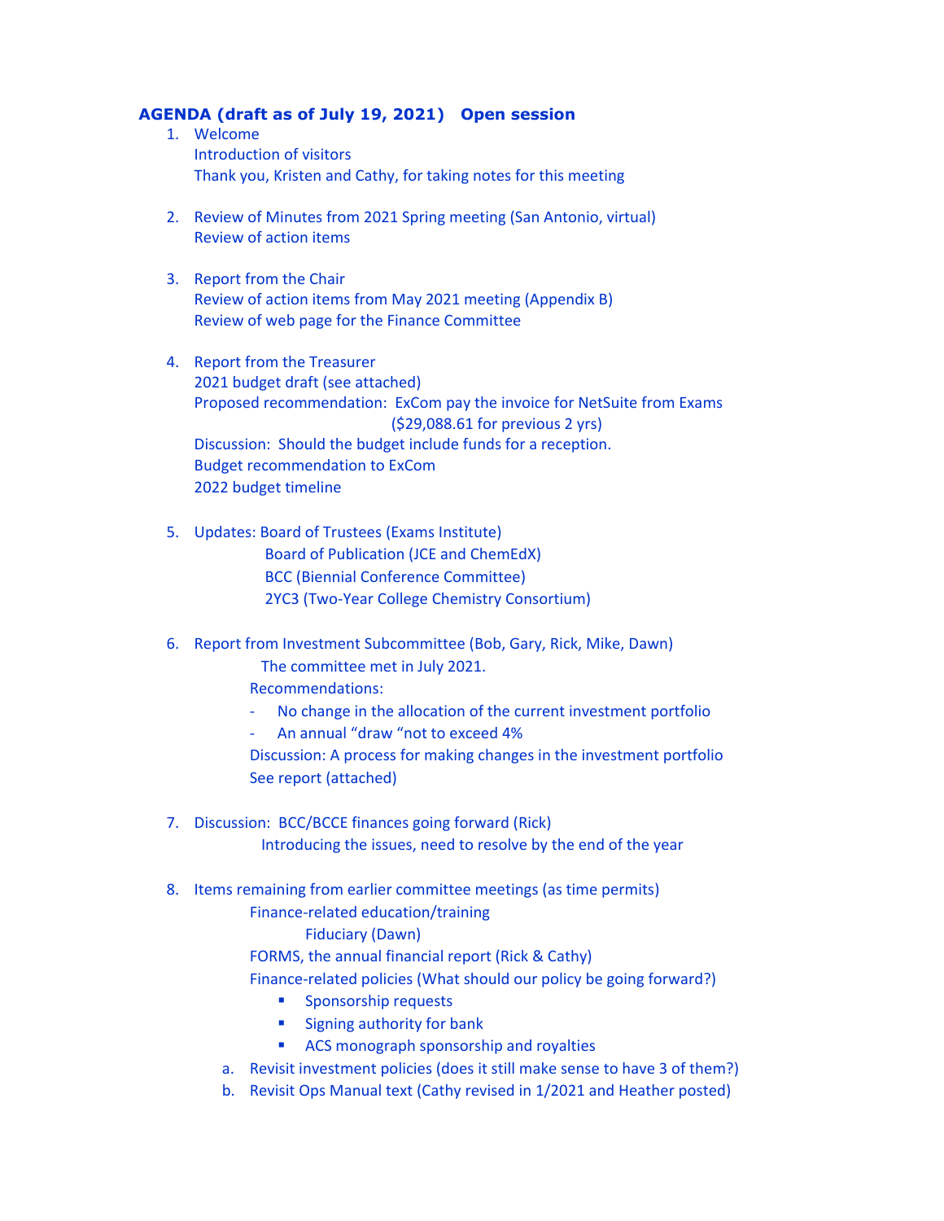**AGENDA (draft as of July 19, 2021) Open session**

1. Welcome
   Introduction of visitors
   Thank you, Kristen and Cathy, for taking notes for this meeting

2. Review of Minutes from 2021 Spring meeting (San Antonio, virtual)
   Review of action items

3. Report from the Chair
   Review of action items from May 2021 meeting (Appendix B)
   Review of web page for the Finance Committee

4. Report from the Treasurer
   2021 budget draft (see attached)
   Proposed recommendation: ExCom pay the invoice for NetSuite from Exams ($29,088.61 for previous 2 yrs)
   Discussion: Should the budget include funds for a reception.
   Budget recommendation to ExCom
   2022 budget timeline

5. Updates: Board of Trustees (Exams Institute)
   Board of Publication (JCE and ChemEdX)
   BCC (Biennial Conference Committee)
   2YC3 (Two-Year College Chemistry Consortium)

6. Report from Investment Subcommittee (Bob, Gary, Rick, Mike, Dawn)
   The committee met in July 2021.
   Recommendations:
   - No change in the allocation of the current investment portfolio
   - An annual "draw "not to exceed 4%

   Discussion: A process for making changes in the investment portfolio
   See report (attached)

7. Discussion: BCC/BCCE finances going forward (Rick)
   Introducing the issues, need to resolve by the end of the year

8. Items remaining from earlier committee meetings (as time permits)
   Finance-related education/training
   Fiduciary (Dawn)
   FORMS, the annual financial report (Rick & Cathy)
   Finance-related policies (What should our policy be going forward?)
   - Sponsorship requests
   - Signing authority for bank
   - ACS monograph sponsorship and royalties

   a. Revisit investment policies (does it still make sense to have 3 of them?)
   b. Revisit Ops Manual text (Cathy revised in 1/2021 and Heather posted)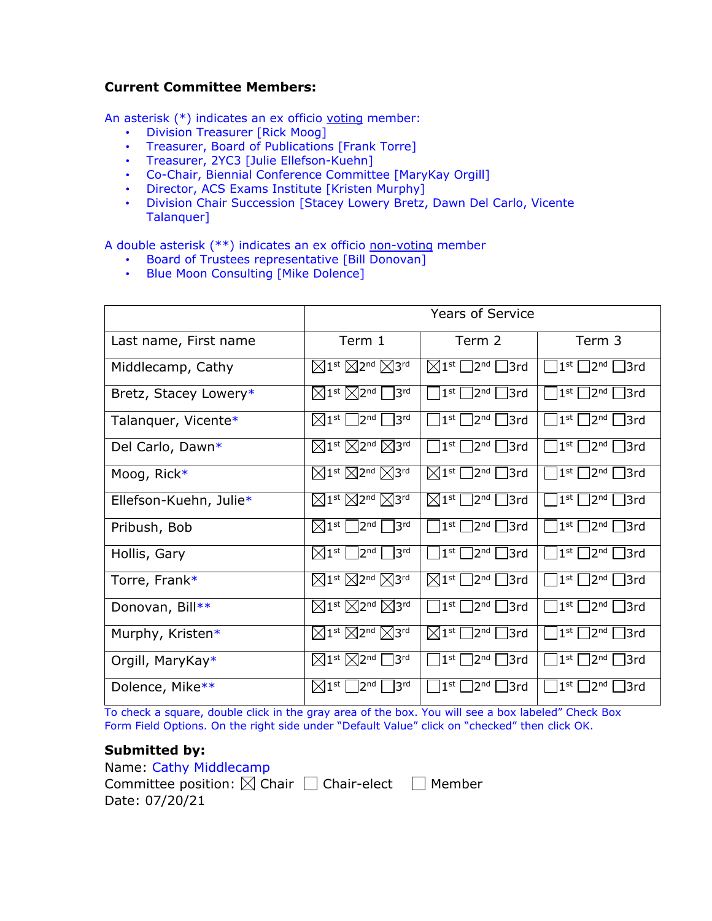**Current Committee Members:**

An asterisk (*) indicates an ex officio voting member:

- Division Treasurer [Rick Moog]
- Treasurer, Board of Publications [Frank Torre]
- Treasurer, 2YC3 [Julie Ellefson-Kuehn]
- Co-Chair, Biennial Conference Committee [MaryKay Orgill]
- Director, ACS Exams Institute [Kristen Murphy]
- Division Chair Succession [Stacey Lowery Bretz, Dawn Del Carlo, Vicente Talanquer]

A double asterisk (**) indicates an ex officio non-voting member

- Board of Trustees representative [Bill Donovan]
- Blue Moon Consulting [Mike Dolence]

| | Years of Service | | |
|---|---|---|---|
| Last name, First name | Term 1 | Term 2 | Term 3 |
| Middlecamp, Cathy | ☒1st ☒2nd ☒3rd | ☒1st ☐2nd ☐3rd | ☐1st ☐2nd ☐3rd |
| Bretz, Stacey Lowery* | ☒1st ☒2nd ☐3rd | ☐1st ☐2nd ☐3rd | ☐1st ☐2nd ☐3rd |
| Talanquer, Vicente* | ☒1st ☐2nd ☐3rd | ☐1st ☐2nd ☐3rd | ☐1st ☐2nd ☐3rd |
| Del Carlo, Dawn* | ☒1st ☒2nd ☒3rd | ☐1st ☐2nd ☐3rd | ☐1st ☐2nd ☐3rd |
| Moog, Rick* | ☒1st ☒2nd ☒3rd | ☒1st ☐2nd ☐3rd | ☐1st ☐2nd ☐3rd |
| Ellefson-Kuehn, Julie* | ☒1st ☒2nd ☒3rd | ☒1st ☐2nd ☐3rd | ☐1st ☐2nd ☐3rd |
| Pribush, Bob | ☒1st ☐2nd ☐3rd | ☐1st ☐2nd ☐3rd | ☐1st ☐2nd ☐3rd |
| Hollis, Gary | ☒1st ☐2nd ☐3rd | ☐1st ☐2nd ☐3rd | ☐1st ☐2nd ☐3rd |
| Torre, Frank* | ☒1st ☒2nd ☒3rd | ☒1st ☐2nd ☐3rd | ☐1st ☐2nd ☐3rd |
| Donovan, Bill** | ☒1st ☒2nd ☒3rd | ☐1st ☐2nd ☐3rd | ☐1st ☐2nd ☐3rd |
| Murphy, Kristen* | ☒1st ☒2nd ☒3rd | ☒1st ☐2nd ☐3rd | ☐1st ☐2nd ☐3rd |
| Orgill, MaryKay* | ☒1st ☒2nd ☐3rd | ☐1st ☐2nd ☐3rd | ☐1st ☐2nd ☐3rd |
| Dolence, Mike** | ☒1st ☐2nd ☐3rd | ☐1st ☐2nd ☐3rd | ☐1st ☐2nd ☐3rd |

To check a square, double click in the gray area of the box. You will see a box labeled" Check Box Form Field Options. On the right side under "Default Value" click on "checked" then click OK.

**Submitted by:**

Name: Cathy Middlecamp
Committee position: ☒ Chair ☐ Chair-elect ☐ Member
Date: 07/20/21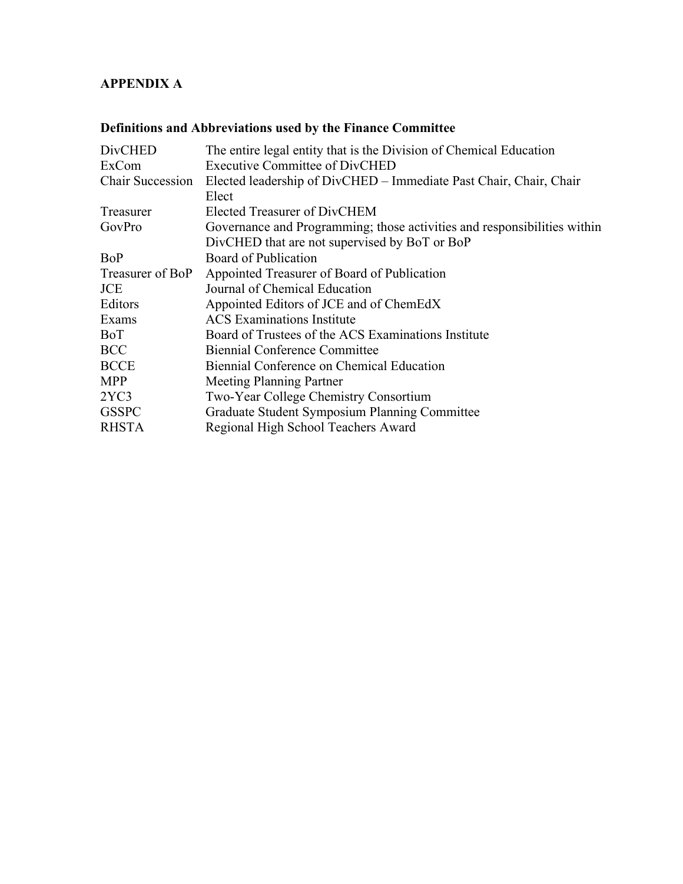## APPENDIX A

### Definitions and Abbreviations used by the Finance Committee

| | |
|---|---|
| DivCHED | The entire legal entity that is the Division of Chemical Education |
| ExCom | Executive Committee of DivCHED |
| Chair Succession | Elected leadership of DivCHED – Immediate Past Chair, Chair, Chair Elect |
| Treasurer | Elected Treasurer of DivCHEM |
| GovPro | Governance and Programming; those activities and responsibilities within DivCHED that are not supervised by BoT or BoP |
| BoP | Board of Publication |
| Treasurer of BoP | Appointed Treasurer of Board of Publication |
| JCE | Journal of Chemical Education |
| Editors | Appointed Editors of JCE and of ChemEdX |
| Exams | ACS Examinations Institute |
| BoT | Board of Trustees of the ACS Examinations Institute |
| BCC | Biennial Conference Committee |
| BCCE | Biennial Conference on Chemical Education |
| MPP | Meeting Planning Partner |
| 2YC3 | Two-Year College Chemistry Consortium |
| GSSPC | Graduate Student Symposium Planning Committee |
| RHSTA | Regional High School Teachers Award |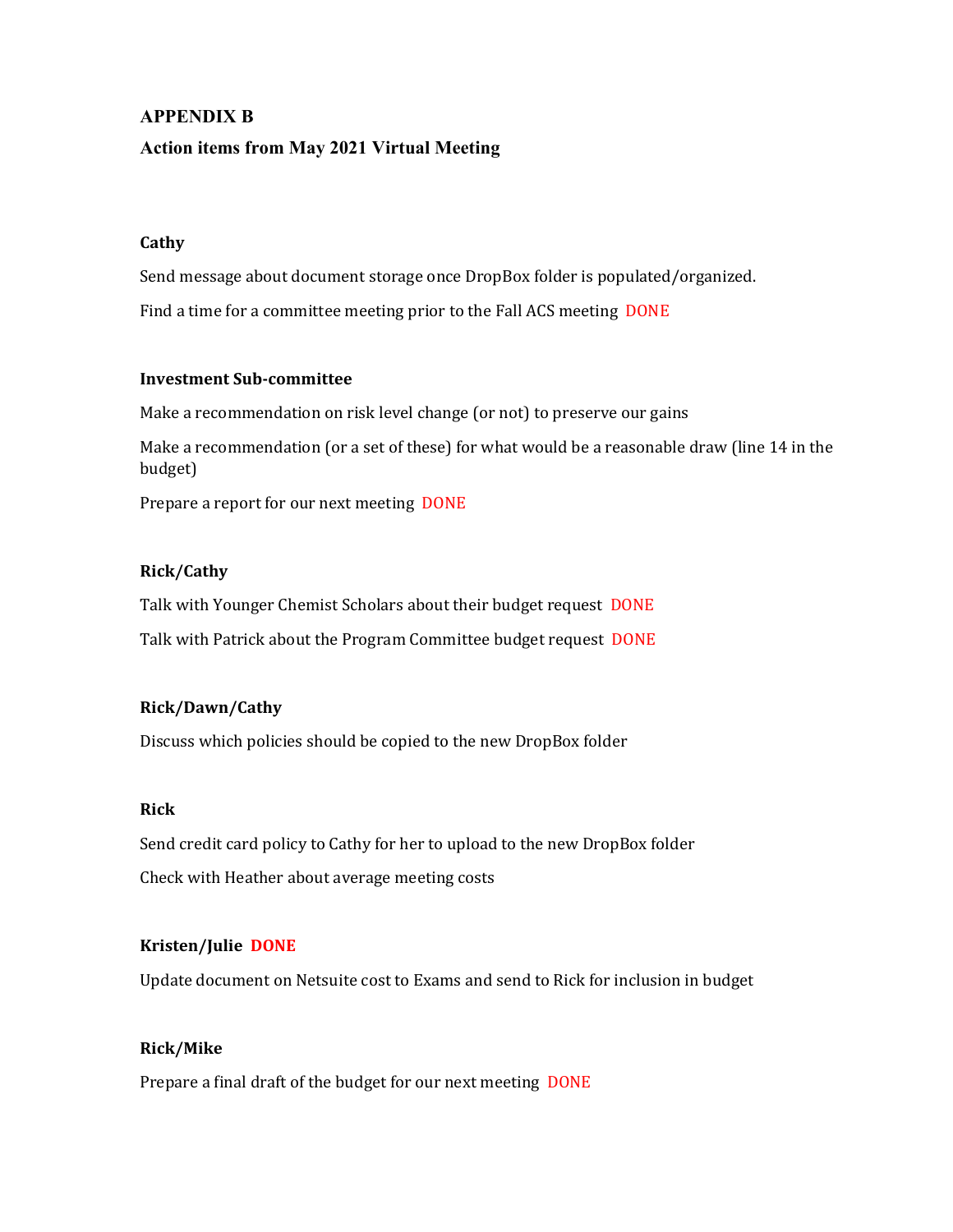## APPENDIX B

### Action items from May 2021 Virtual Meeting

**Cathy**

Send message about document storage once DropBox folder is populated/organized.

Find a time for a committee meeting prior to the Fall ACS meeting DONE

**Investment Sub-committee**

Make a recommendation on risk level change (or not) to preserve our gains

Make a recommendation (or a set of these) for what would be a reasonable draw (line 14 in the budget)

Prepare a report for our next meeting DONE

**Rick/Cathy**

Talk with Younger Chemist Scholars about their budget request DONE

Talk with Patrick about the Program Committee budget request DONE

**Rick/Dawn/Cathy**

Discuss which policies should be copied to the new DropBox folder

**Rick**

Send credit card policy to Cathy for her to upload to the new DropBox folder

Check with Heather about average meeting costs

**Kristen/Julie DONE**

Update document on Netsuite cost to Exams and send to Rick for inclusion in budget

**Rick/Mike**

Prepare a final draft of the budget for our next meeting DONE